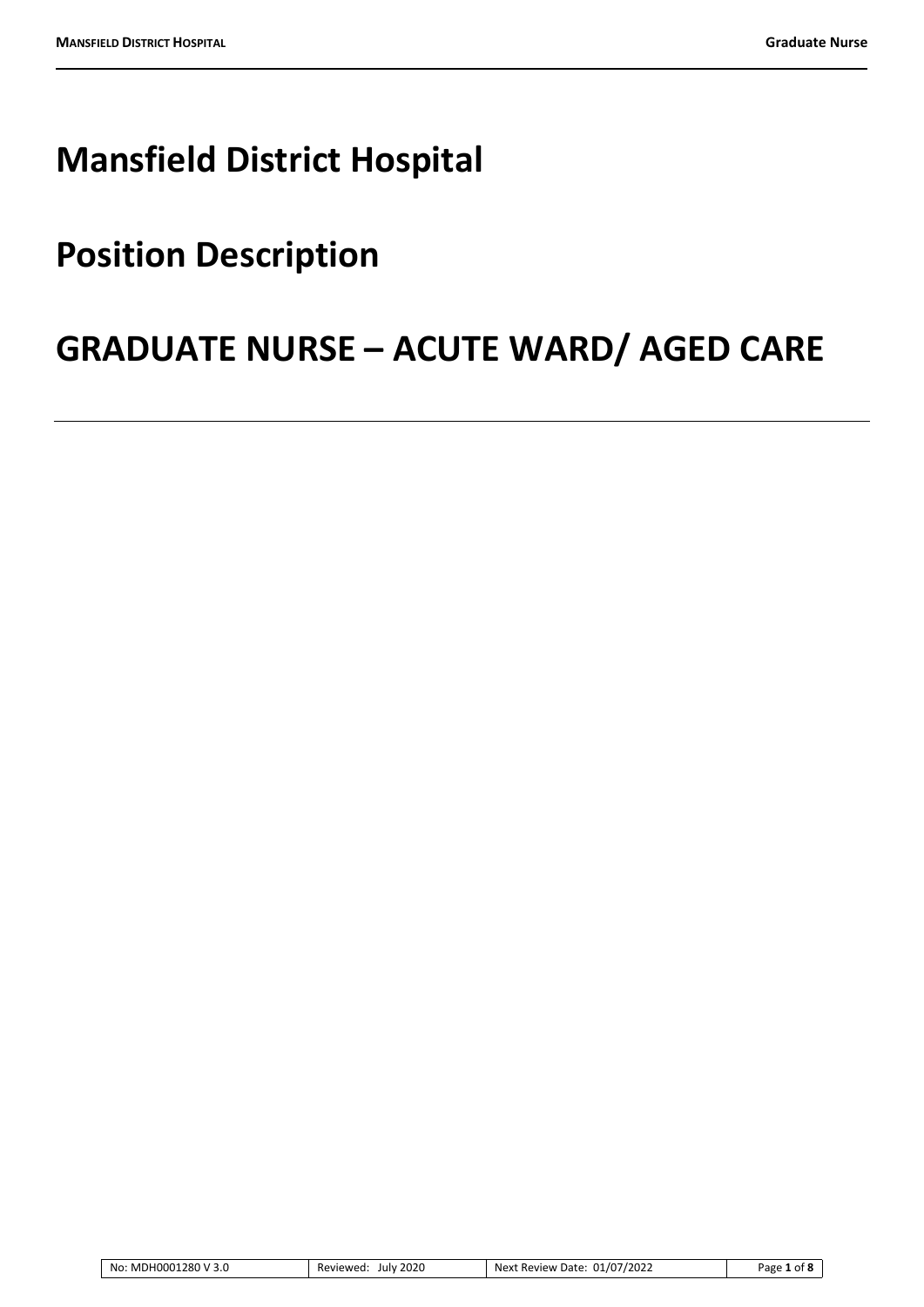# Mansfield District Hospital

# Position Description

# GRADUATE NURSE – ACUTE WARD/ AGED CARE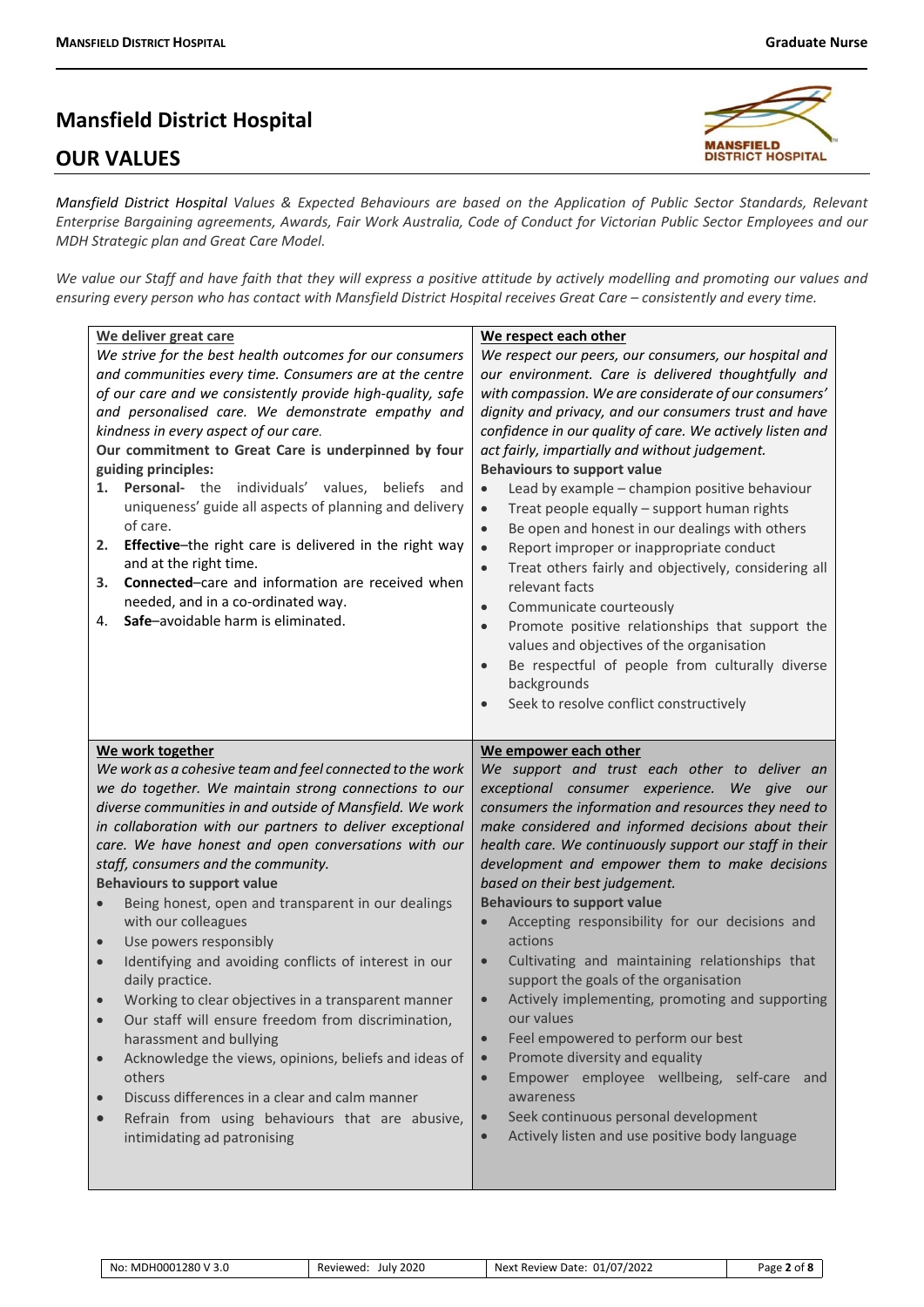# Mansfield District Hospital

## OUR VALUES

*Mansfield District Hospital Values & Expected Behaviours are based on the Application of Public Sector Standards, Relevant Enterprise Bargaining agreements, Awards, Fair Work Australia, Code of Conduct for Victorian Public Sector Employees and our MDH Strategic plan and Great Care Model.*

*We value our Staff and have faith that they will express a positive attitude by actively modelling and promoting our values and ensuring every person who has contact with Mansfield District Hospital receives Great Care – consistently and every time.*

### We deliver great care

*We strive for the best health outcomes for our consumers and communities every time. Consumers are at the centre of our care and we consistently provide high-quality, safe and personalised care. We demonstrate empathy and kindness in every aspect of our care.*

**Our commitment to Great Care is underpinned by four guiding principles:**

1. **Personal-** the individuals' values, beliefs and uniqueness' guide all aspects of planning and delivery of care.
2. **Effective**–the right care is delivered in the right way and at the right time.
3. **Connected**–care and information are received when needed, and in a co-ordinated way.
4. **Safe**–avoidable harm is eliminated.

### We respect each other

*We respect our peers, our consumers, our hospital and our environment. Care is delivered thoughtfully and with compassion. We are considerate of our consumers' dignity and privacy, and our consumers trust and have confidence in our quality of care. We actively listen and act fairly, impartially and without judgement.*

**Behaviours to support value**

- Lead by example – champion positive behaviour
- Treat people equally – support human rights
- Be open and honest in our dealings with others
- Report improper or inappropriate conduct
- Treat others fairly and objectively, considering all relevant facts
- Communicate courteously
- Promote positive relationships that support the values and objectives of the organisation
- Be respectful of people from culturally diverse backgrounds
- Seek to resolve conflict constructively

### We work together

*We work as a cohesive team and feel connected to the work we do together. We maintain strong connections to our diverse communities in and outside of Mansfield. We work in collaboration with our partners to deliver exceptional care. We have honest and open conversations with our staff, consumers and the community.*

**Behaviours to support value**

- Being honest, open and transparent in our dealings with our colleagues
- Use powers responsibly
- Identifying and avoiding conflicts of interest in our daily practice.
- Working to clear objectives in a transparent manner
- Our staff will ensure freedom from discrimination, harassment and bullying
- Acknowledge the views, opinions, beliefs and ideas of others
- Discuss differences in a clear and calm manner
- Refrain from using behaviours that are abusive, intimidating ad patronising

### We empower each other

*We support and trust each other to deliver an exceptional consumer experience. We give our consumers the information and resources they need to make considered and informed decisions about their health care. We continuously support our staff in their development and empower them to make decisions based on their best judgement.*

**Behaviours to support value**

- Accepting responsibility for our decisions and actions
- Cultivating and maintaining relationships that support the goals of the organisation
- Actively implementing, promoting and supporting our values
- Feel empowered to perform our best
- Promote diversity and equality
- Empower employee wellbeing, self-care and awareness
- Seek continuous personal development
- Actively listen and use positive body language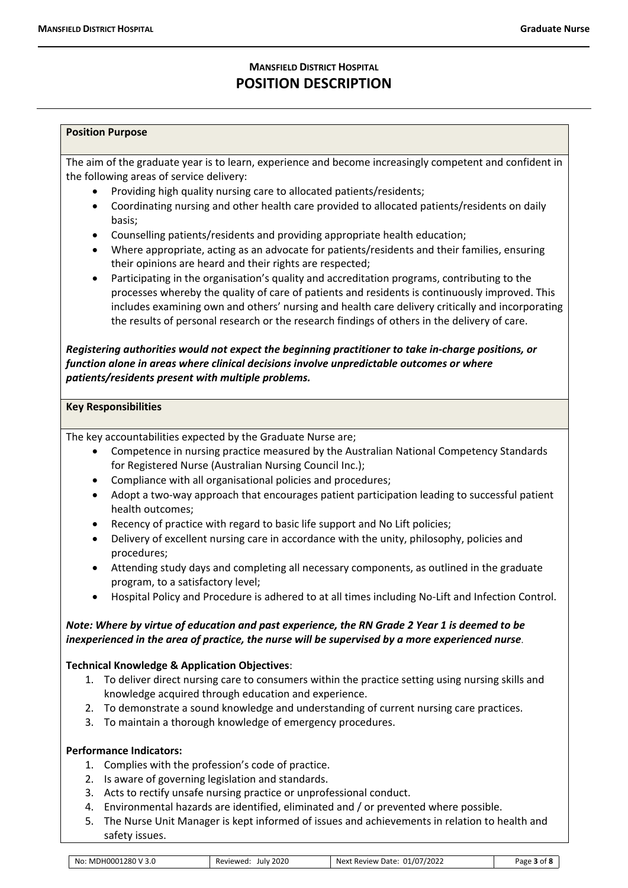# MANSFIELD DISTRICT HOSPITAL
# POSITION DESCRIPTION

## Position Purpose

The aim of the graduate year is to learn, experience and become increasingly competent and confident in the following areas of service delivery:

- Providing high quality nursing care to allocated patients/residents;
- Coordinating nursing and other health care provided to allocated patients/residents on daily basis;
- Counselling patients/residents and providing appropriate health education;
- Where appropriate, acting as an advocate for patients/residents and their families, ensuring their opinions are heard and their rights are respected;
- Participating in the organisation's quality and accreditation programs, contributing to the processes whereby the quality of care of patients and residents is continuously improved. This includes examining own and others' nursing and health care delivery critically and incorporating the results of personal research or the research findings of others in the delivery of care.

***Registering authorities would not expect the beginning practitioner to take in-charge positions, or function alone in areas where clinical decisions involve unpredictable outcomes or where patients/residents present with multiple problems.***

## Key Responsibilities

The key accountabilities expected by the Graduate Nurse are;

- Competence in nursing practice measured by the Australian National Competency Standards for Registered Nurse (Australian Nursing Council Inc.);
- Compliance with all organisational policies and procedures;
- Adopt a two-way approach that encourages patient participation leading to successful patient health outcomes;
- Recency of practice with regard to basic life support and No Lift policies;
- Delivery of excellent nursing care in accordance with the unity, philosophy, policies and procedures;
- Attending study days and completing all necessary components, as outlined in the graduate program, to a satisfactory level;
- Hospital Policy and Procedure is adhered to at all times including No-Lift and Infection Control.

***Note: Where by virtue of education and past experience, the RN Grade 2 Year 1 is deemed to be inexperienced in the area of practice, the nurse will be supervised by a more experienced nurse***.

**Technical Knowledge & Application Objectives**:

1. To deliver direct nursing care to consumers within the practice setting using nursing skills and knowledge acquired through education and experience.
2. To demonstrate a sound knowledge and understanding of current nursing care practices.
3. To maintain a thorough knowledge of emergency procedures.

**Performance Indicators:**

1. Complies with the profession's code of practice.
2. Is aware of governing legislation and standards.
3. Acts to rectify unsafe nursing practice or unprofessional conduct.
4. Environmental hazards are identified, eliminated and / or prevented where possible.
5. The Nurse Unit Manager is kept informed of issues and achievements in relation to health and safety issues.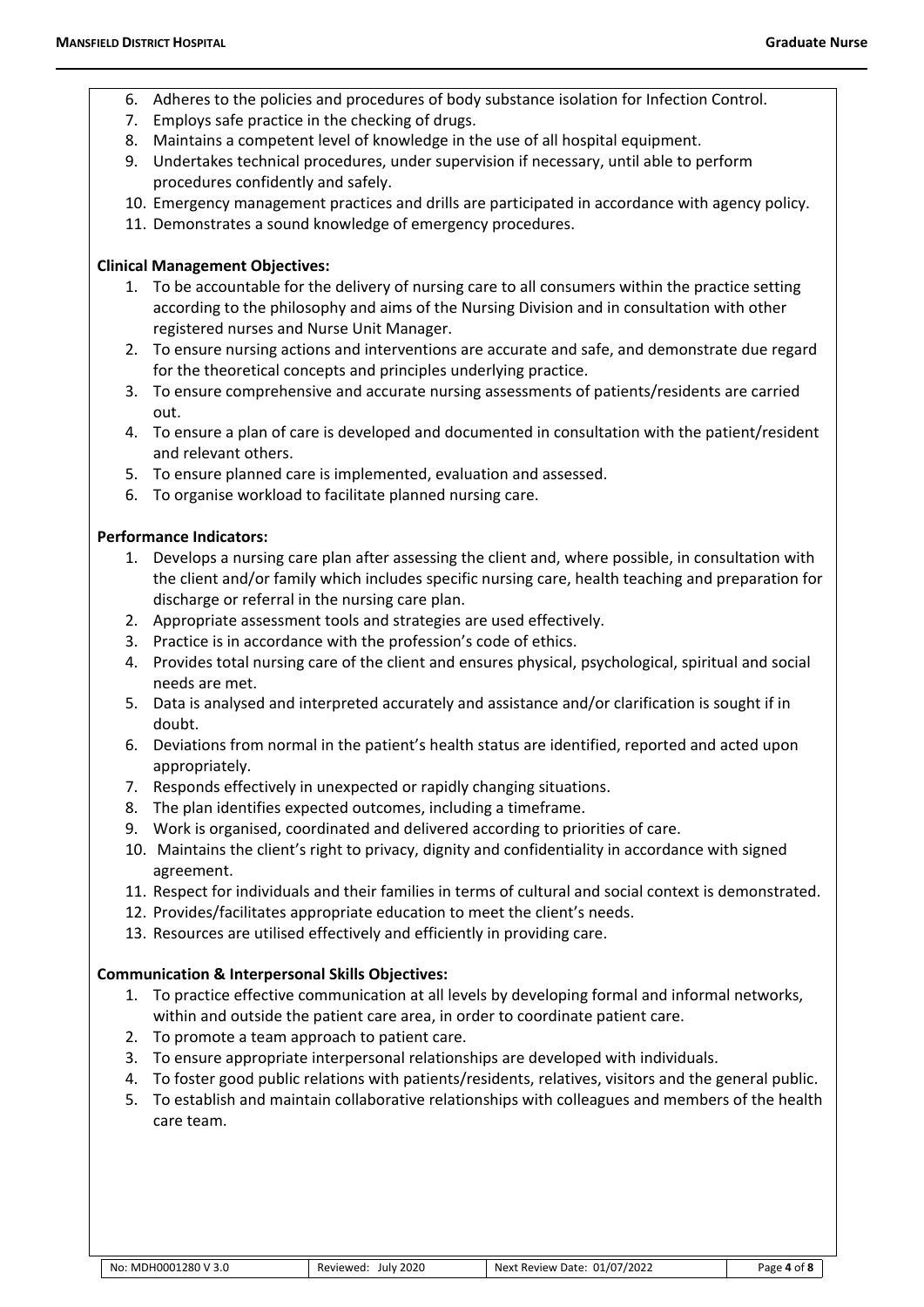6. Adheres to the policies and procedures of body substance isolation for Infection Control.
7. Employs safe practice in the checking of drugs.
8. Maintains a competent level of knowledge in the use of all hospital equipment.
9. Undertakes technical procedures, under supervision if necessary, until able to perform procedures confidently and safely.
10. Emergency management practices and drills are participated in accordance with agency policy.
11. Demonstrates a sound knowledge of emergency procedures.

**Clinical Management Objectives:**

1. To be accountable for the delivery of nursing care to all consumers within the practice setting according to the philosophy and aims of the Nursing Division and in consultation with other registered nurses and Nurse Unit Manager.
2. To ensure nursing actions and interventions are accurate and safe, and demonstrate due regard for the theoretical concepts and principles underlying practice.
3. To ensure comprehensive and accurate nursing assessments of patients/residents are carried out.
4. To ensure a plan of care is developed and documented in consultation with the patient/resident and relevant others.
5. To ensure planned care is implemented, evaluation and assessed.
6. To organise workload to facilitate planned nursing care.

**Performance Indicators:**

1. Develops a nursing care plan after assessing the client and, where possible, in consultation with the client and/or family which includes specific nursing care, health teaching and preparation for discharge or referral in the nursing care plan.
2. Appropriate assessment tools and strategies are used effectively.
3. Practice is in accordance with the profession's code of ethics.
4. Provides total nursing care of the client and ensures physical, psychological, spiritual and social needs are met.
5. Data is analysed and interpreted accurately and assistance and/or clarification is sought if in doubt.
6. Deviations from normal in the patient's health status are identified, reported and acted upon appropriately.
7. Responds effectively in unexpected or rapidly changing situations.
8. The plan identifies expected outcomes, including a timeframe.
9. Work is organised, coordinated and delivered according to priorities of care.
10. Maintains the client's right to privacy, dignity and confidentiality in accordance with signed agreement.
11. Respect for individuals and their families in terms of cultural and social context is demonstrated.
12. Provides/facilitates appropriate education to meet the client's needs.
13. Resources are utilised effectively and efficiently in providing care.

**Communication & Interpersonal Skills Objectives:**

1. To practice effective communication at all levels by developing formal and informal networks, within and outside the patient care area, in order to coordinate patient care.
2. To promote a team approach to patient care.
3. To ensure appropriate interpersonal relationships are developed with individuals.
4. To foster good public relations with patients/residents, relatives, visitors and the general public.
5. To establish and maintain collaborative relationships with colleagues and members of the health care team.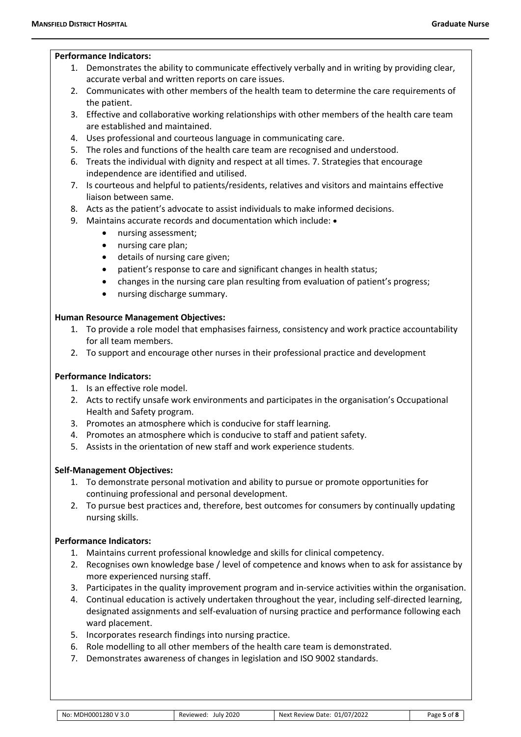**Performance Indicators:**

1. Demonstrates the ability to communicate effectively verbally and in writing by providing clear, accurate verbal and written reports on care issues.
2. Communicates with other members of the health team to determine the care requirements of the patient.
3. Effective and collaborative working relationships with other members of the health care team are established and maintained.
4. Uses professional and courteous language in communicating care.
5. The roles and functions of the health care team are recognised and understood.
6. Treats the individual with dignity and respect at all times. 7. Strategies that encourage independence are identified and utilised.
7. Is courteous and helpful to patients/residents, relatives and visitors and maintains effective liaison between same.
8. Acts as the patient's advocate to assist individuals to make informed decisions.
9. Maintains accurate records and documentation which include: •
   - nursing assessment;
   - nursing care plan;
   - details of nursing care given;
   - patient's response to care and significant changes in health status;
   - changes in the nursing care plan resulting from evaluation of patient's progress;
   - nursing discharge summary.

**Human Resource Management Objectives:**

1. To provide a role model that emphasises fairness, consistency and work practice accountability for all team members.
2. To support and encourage other nurses in their professional practice and development

**Performance Indicators:**

1. Is an effective role model.
2. Acts to rectify unsafe work environments and participates in the organisation's Occupational Health and Safety program.
3. Promotes an atmosphere which is conducive for staff learning.
4. Promotes an atmosphere which is conducive to staff and patient safety.
5. Assists in the orientation of new staff and work experience students.

**Self-Management Objectives:**

1. To demonstrate personal motivation and ability to pursue or promote opportunities for continuing professional and personal development.
2. To pursue best practices and, therefore, best outcomes for consumers by continually updating nursing skills.

**Performance Indicators:**

1. Maintains current professional knowledge and skills for clinical competency.
2. Recognises own knowledge base / level of competence and knows when to ask for assistance by more experienced nursing staff.
3. Participates in the quality improvement program and in-service activities within the organisation.
4. Continual education is actively undertaken throughout the year, including self-directed learning, designated assignments and self-evaluation of nursing practice and performance following each ward placement.
5. Incorporates research findings into nursing practice.
6. Role modelling to all other members of the health care team is demonstrated.
7. Demonstrates awareness of changes in legislation and ISO 9002 standards.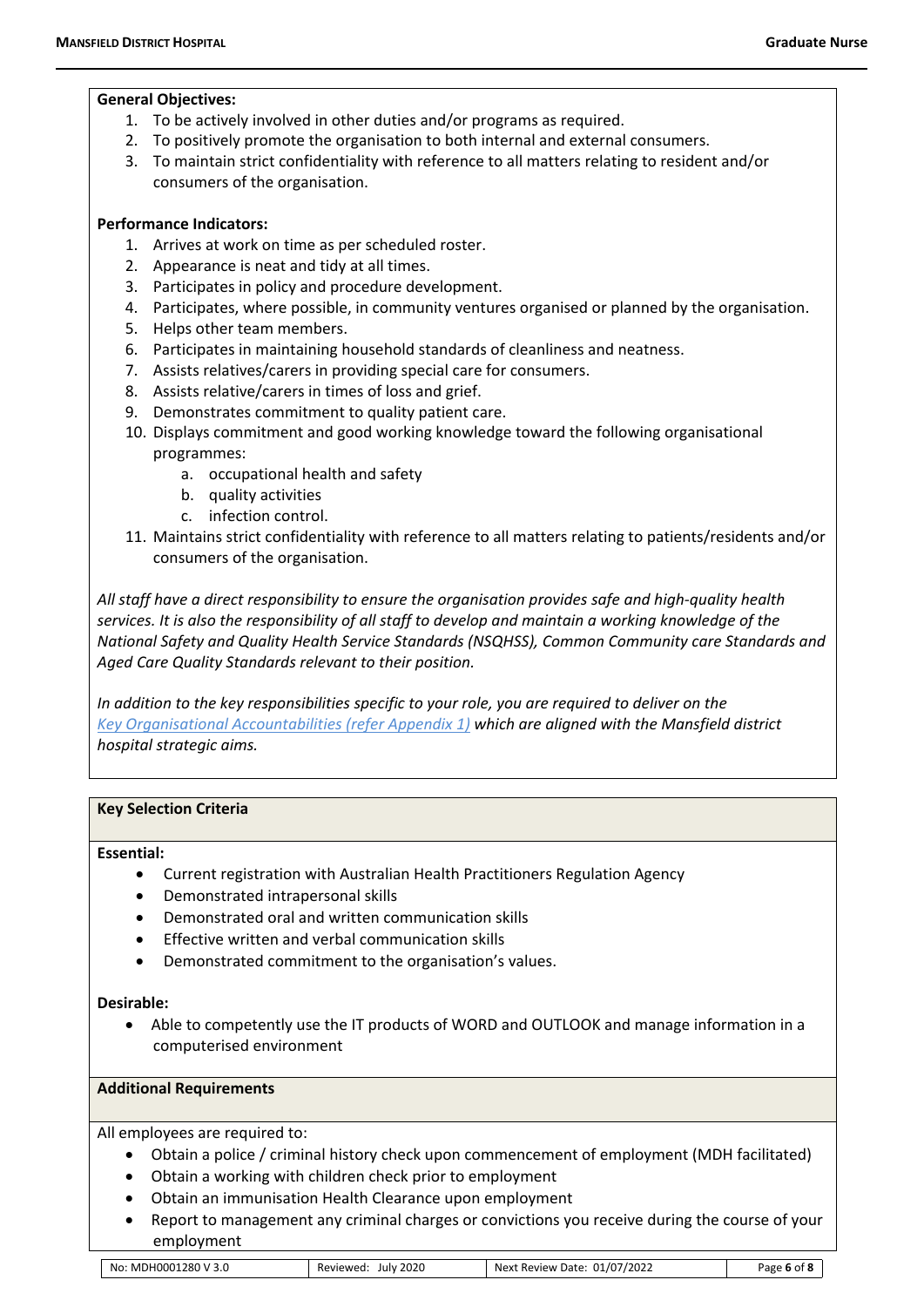**General Objectives:**

1. To be actively involved in other duties and/or programs as required.
2. To positively promote the organisation to both internal and external consumers.
3. To maintain strict confidentiality with reference to all matters relating to resident and/or consumers of the organisation.

**Performance Indicators:**

1. Arrives at work on time as per scheduled roster.
2. Appearance is neat and tidy at all times.
3. Participates in policy and procedure development.
4. Participates, where possible, in community ventures organised or planned by the organisation.
5. Helps other team members.
6. Participates in maintaining household standards of cleanliness and neatness.
7. Assists relatives/carers in providing special care for consumers.
8. Assists relative/carers in times of loss and grief.
9. Demonstrates commitment to quality patient care.
10. Displays commitment and good working knowledge toward the following organisational programmes:
    a. occupational health and safety
    b. quality activities
    c. infection control.
11. Maintains strict confidentiality with reference to all matters relating to patients/residents and/or consumers of the organisation.

*All staff have a direct responsibility to ensure the organisation provides safe and high-quality health services. It is also the responsibility of all staff to develop and maintain a working knowledge of the National Safety and Quality Health Service Standards (NSQHSS), Common Community care Standards and Aged Care Quality Standards relevant to their position.*

*In addition to the key responsibilities specific to your role, you are required to deliver on the Key Organisational Accountabilities (refer Appendix 1) which are aligned with the Mansfield district hospital strategic aims.*

**Key Selection Criteria**

**Essential:**

- Current registration with Australian Health Practitioners Regulation Agency
- Demonstrated intrapersonal skills
- Demonstrated oral and written communication skills
- Effective written and verbal communication skills
- Demonstrated commitment to the organisation's values.

**Desirable:**

- Able to competently use the IT products of WORD and OUTLOOK and manage information in a computerised environment

**Additional Requirements**

All employees are required to:

- Obtain a police / criminal history check upon commencement of employment (MDH facilitated)
- Obtain a working with children check prior to employment
- Obtain an immunisation Health Clearance upon employment
- Report to management any criminal charges or convictions you receive during the course of your employment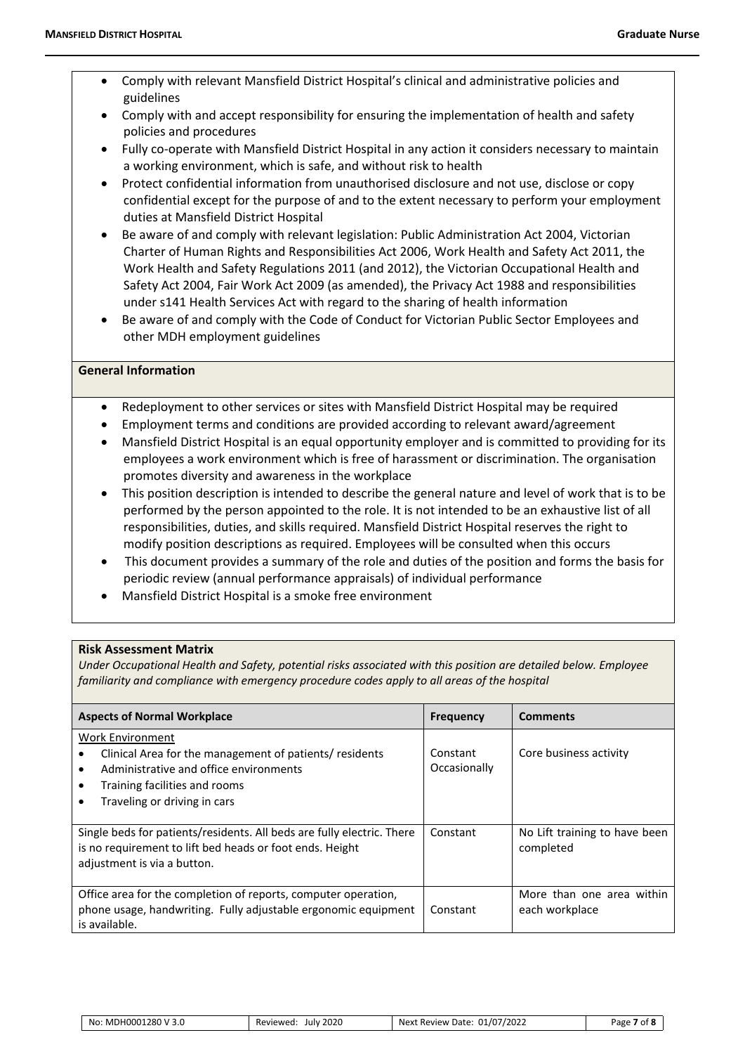- Comply with relevant Mansfield District Hospital's clinical and administrative policies and guidelines
- Comply with and accept responsibility for ensuring the implementation of health and safety policies and procedures
- Fully co-operate with Mansfield District Hospital in any action it considers necessary to maintain a working environment, which is safe, and without risk to health
- Protect confidential information from unauthorised disclosure and not use, disclose or copy confidential except for the purpose of and to the extent necessary to perform your employment duties at Mansfield District Hospital
- Be aware of and comply with relevant legislation: Public Administration Act 2004, Victorian Charter of Human Rights and Responsibilities Act 2006, Work Health and Safety Act 2011, the Work Health and Safety Regulations 2011 (and 2012), the Victorian Occupational Health and Safety Act 2004, Fair Work Act 2009 (as amended), the Privacy Act 1988 and responsibilities under s141 Health Services Act with regard to the sharing of health information
- Be aware of and comply with the Code of Conduct for Victorian Public Sector Employees and other MDH employment guidelines

**General Information**

- Redeployment to other services or sites with Mansfield District Hospital may be required
- Employment terms and conditions are provided according to relevant award/agreement
- Mansfield District Hospital is an equal opportunity employer and is committed to providing for its employees a work environment which is free of harassment or discrimination. The organisation promotes diversity and awareness in the workplace
- This position description is intended to describe the general nature and level of work that is to be performed by the person appointed to the role. It is not intended to be an exhaustive list of all responsibilities, duties, and skills required. Mansfield District Hospital reserves the right to modify position descriptions as required. Employees will be consulted when this occurs
- This document provides a summary of the role and duties of the position and forms the basis for periodic review (annual performance appraisals) of individual performance
- Mansfield District Hospital is a smoke free environment

**Risk Assessment Matrix**

*Under Occupational Health and Safety, potential risks associated with this position are detailed below. Employee familiarity and compliance with emergency procedure codes apply to all areas of the hospital*

| Aspects of Normal Workplace | Frequency | Comments |
|---|---|---|
| Work Environment<br>• Clinical Area for the management of patients/ residents<br>• Administrative and office environments<br>• Training facilities and rooms<br>• Traveling or driving in cars | Constant<br>Occasionally | Core business activity |
| Single beds for patients/residents. All beds are fully electric. There is no requirement to lift bed heads or foot ends. Height adjustment is via a button. | Constant | No Lift training to have been completed |
| Office area for the completion of reports, computer operation, phone usage, handwriting. Fully adjustable ergonomic equipment is available. | Constant | More than one area within each workplace |

| No: MDH0001280 V 3.0 | Reviewed: July 2020 | Next Review Date: 01/07/2022 |
|---|---|---|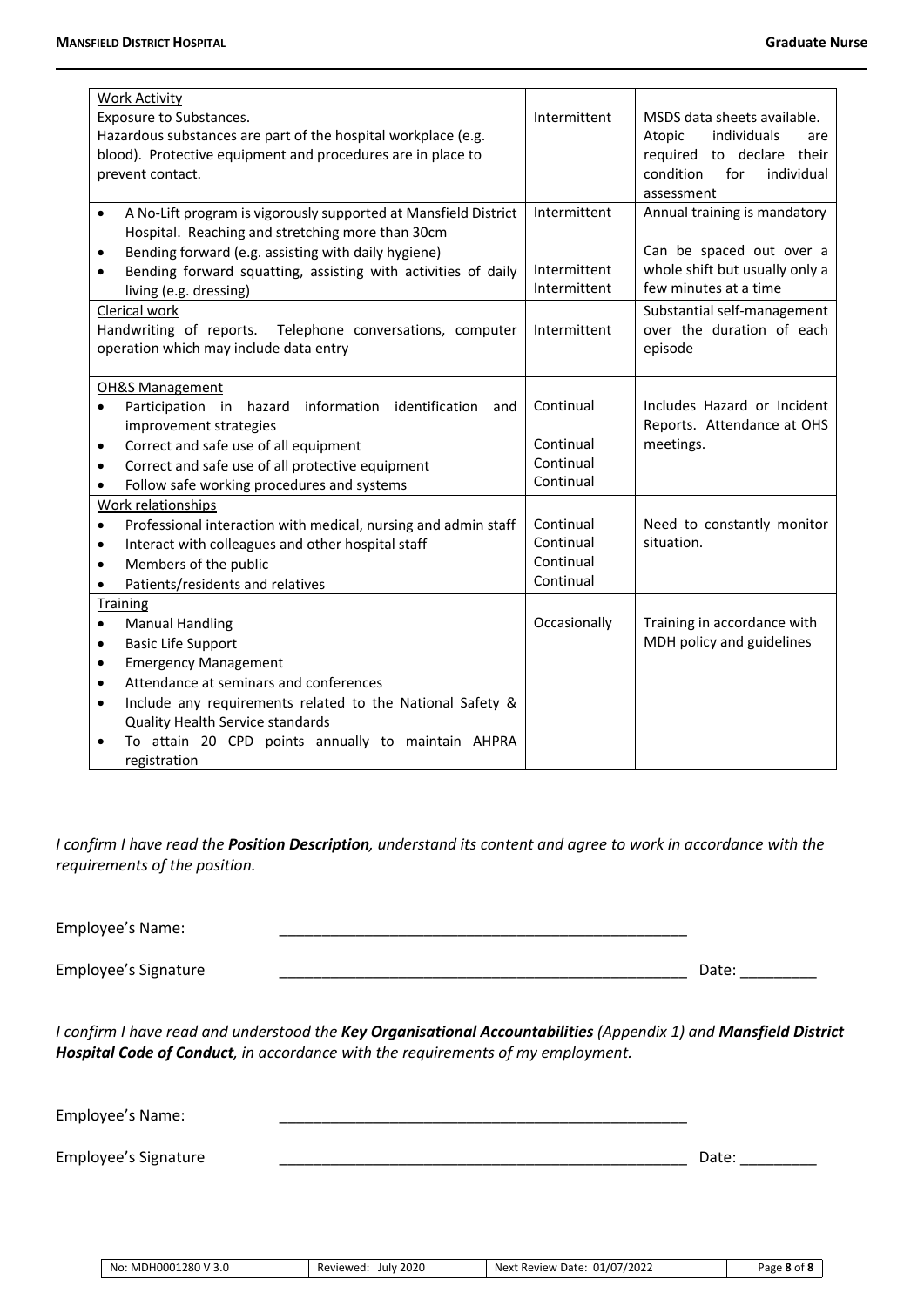| | | |
|---|---|---|
| Work Activity<br>Exposure to Substances.<br>Hazardous substances are part of the hospital workplace (e.g. blood). Protective equipment and procedures are in place to prevent contact. | Intermittent | MSDS data sheets available. Atopic individuals are required to declare their condition for individual assessment |
| • A No-Lift program is vigorously supported at Mansfield District Hospital. Reaching and stretching more than 30cm<br>• Bending forward (e.g. assisting with daily hygiene)<br>• Bending forward squatting, assisting with activities of daily living (e.g. dressing) | Intermittent<br><br>Intermittent<br>Intermittent | Annual training is mandatory<br><br>Can be spaced out over a whole shift but usually only a few minutes at a time |
| Clerical work<br>Handwriting of reports. Telephone conversations, computer operation which may include data entry | Intermittent | Substantial self-management over the duration of each episode |
| OH&S Management<br>• Participation in hazard information identification and improvement strategies<br>• Correct and safe use of all equipment<br>• Correct and safe use of all protective equipment<br>• Follow safe working procedures and systems | Continual<br><br>Continual<br>Continual<br>Continual | Includes Hazard or Incident Reports. Attendance at OHS meetings. |
| Work relationships<br>• Professional interaction with medical, nursing and admin staff<br>• Interact with colleagues and other hospital staff<br>• Members of the public<br>• Patients/residents and relatives | Continual<br>Continual<br>Continual<br>Continual | Need to constantly monitor situation. |
| Training<br>• Manual Handling<br>• Basic Life Support<br>• Emergency Management<br>• Attendance at seminars and conferences<br>• Include any requirements related to the National Safety & Quality Health Service standards<br>• To attain 20 CPD points annually to maintain AHPRA registration | Occasionally | Training in accordance with MDH policy and guidelines |

*I confirm I have read the **Position Description**, understand its content and agree to work in accordance with the requirements of the position.*

Employee's Name: ______________________________________________

Employee's Signature ______________________________________________ Date: _________

*I confirm I have read and understood the **Key Organisational Accountabilities** (Appendix 1) and **Mansfield District Hospital Code of Conduct**, in accordance with the requirements of my employment.*

Employee's Name: ______________________________________________

Employee's Signature ______________________________________________ Date: _________

| No: MDH0001280 V 3.0 | Reviewed: July 2020 | Next Review Date: 01/07/2022 |
|---|---|---|